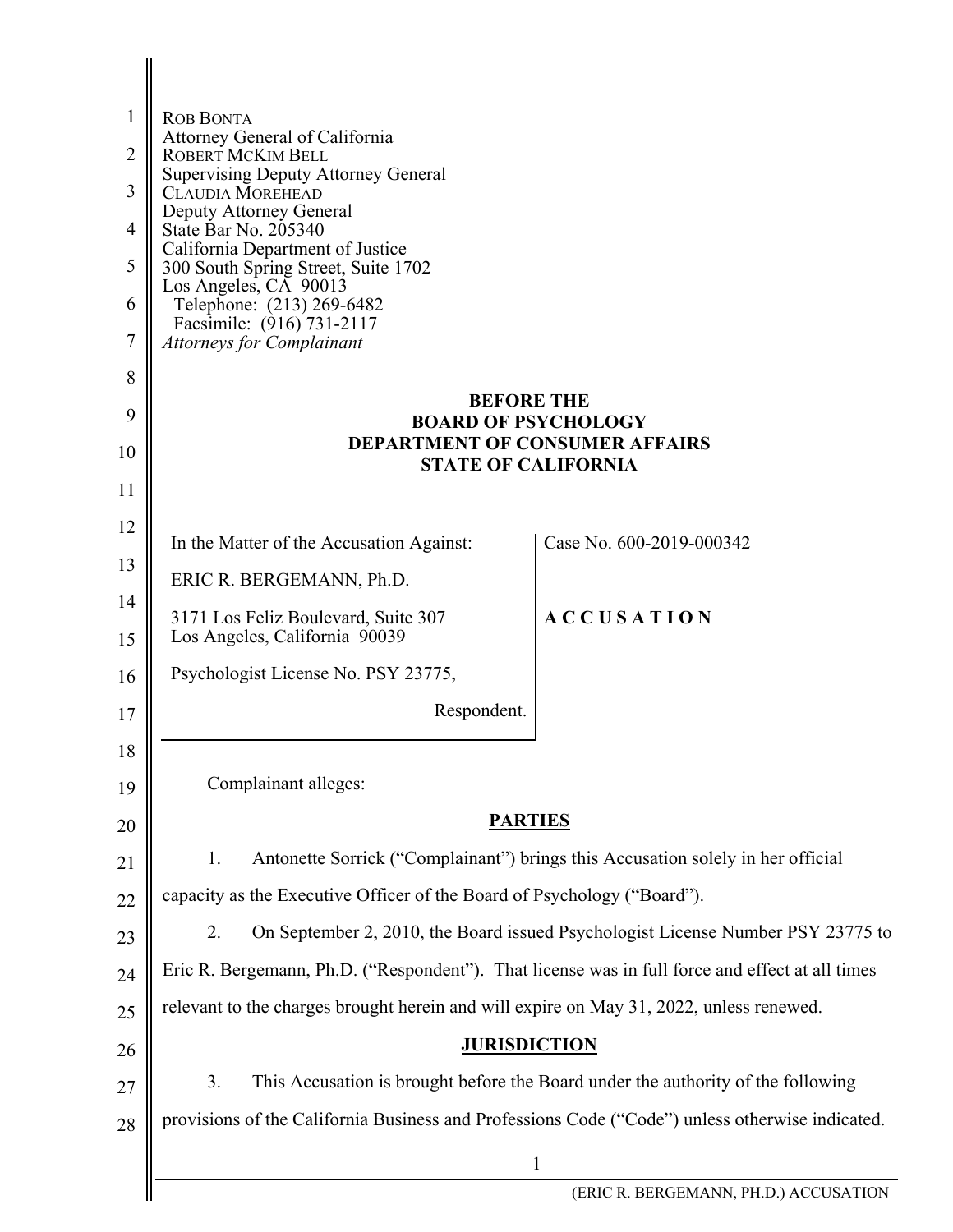ROB BONTA
Attorney General of California
ROBERT MCKIM BELL
Supervising Deputy Attorney General
CLAUDIA MOREHEAD
Deputy Attorney General
State Bar No. 205340
California Department of Justice
300 South Spring Street, Suite 1702
Los Angeles, CA 90013
Telephone: (213) 269-6482
Facsimile: (916) 731-2117
*Attorneys for Complainant*

**BEFORE THE**
**BOARD OF PSYCHOLOGY**
**DEPARTMENT OF CONSUMER AFFAIRS**
**STATE OF CALIFORNIA**

| | |
|---|---|
| In the Matter of the Accusation Against:<br><br>ERIC R. BERGEMANN, Ph.D.<br><br>3171 Los Feliz Boulevard, Suite 307<br>Los Angeles, California 90039<br><br>Psychologist License No. PSY 23775,<br><br>Respondent. | Case No. 600-2019-000342<br><br>**A C C U S A T I O N** |

Complainant alleges:

**PARTIES**

1. Antonette Sorrick ("Complainant") brings this Accusation solely in her official capacity as the Executive Officer of the Board of Psychology ("Board").

2. On September 2, 2010, the Board issued Psychologist License Number PSY 23775 to Eric R. Bergemann, Ph.D. ("Respondent"). That license was in full force and effect at all times relevant to the charges brought herein and will expire on May 31, 2022, unless renewed.

**JURISDICTION**

3. This Accusation is brought before the Board under the authority of the following provisions of the California Business and Professions Code ("Code") unless otherwise indicated.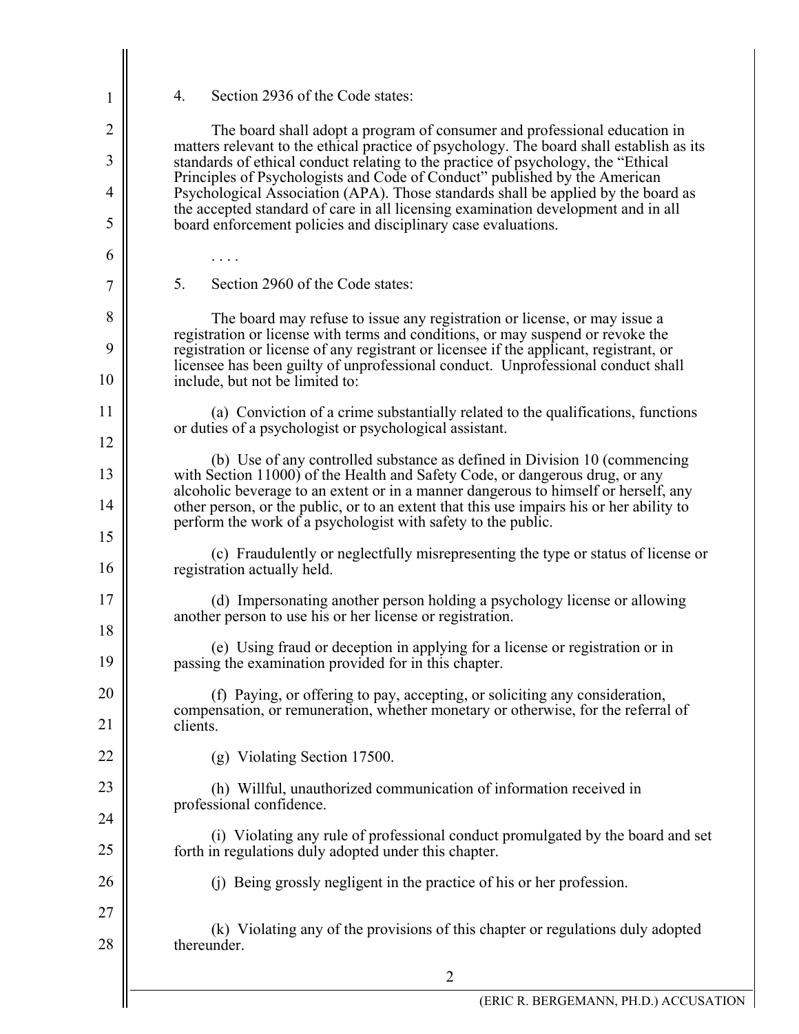4. Section 2936 of the Code states:

The board shall adopt a program of consumer and professional education in matters relevant to the ethical practice of psychology. The board shall establish as its standards of ethical conduct relating to the practice of psychology, the "Ethical Principles of Psychologists and Code of Conduct" published by the American Psychological Association (APA). Those standards shall be applied by the board as the accepted standard of care in all licensing examination development and in all board enforcement policies and disciplinary case evaluations.

. . . .

5. Section 2960 of the Code states:

The board may refuse to issue any registration or license, or may issue a registration or license with terms and conditions, or may suspend or revoke the registration or license of any registrant or licensee if the applicant, registrant, or licensee has been guilty of unprofessional conduct. Unprofessional conduct shall include, but not be limited to:

(a) Conviction of a crime substantially related to the qualifications, functions or duties of a psychologist or psychological assistant.

(b) Use of any controlled substance as defined in Division 10 (commencing with Section 11000) of the Health and Safety Code, or dangerous drug, or any alcoholic beverage to an extent or in a manner dangerous to himself or herself, any other person, or the public, or to an extent that this use impairs his or her ability to perform the work of a psychologist with safety to the public.

(c) Fraudulently or neglectfully misrepresenting the type or status of license or registration actually held.

(d) Impersonating another person holding a psychology license or allowing another person to use his or her license or registration.

(e) Using fraud or deception in applying for a license or registration or in passing the examination provided for in this chapter.

(f) Paying, or offering to pay, accepting, or soliciting any consideration, compensation, or remuneration, whether monetary or otherwise, for the referral of clients.

(g) Violating Section 17500.

(h) Willful, unauthorized communication of information received in professional confidence.

(i) Violating any rule of professional conduct promulgated by the board and set forth in regulations duly adopted under this chapter.

(j) Being grossly negligent in the practice of his or her profession.

(k) Violating any of the provisions of this chapter or regulations duly adopted thereunder.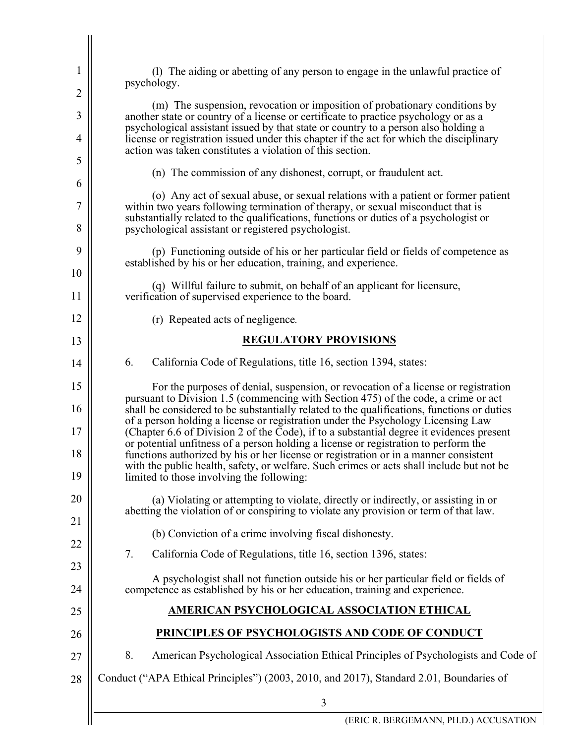(l) The aiding or abetting of any person to engage in the unlawful practice of psychology.

(m) The suspension, revocation or imposition of probationary conditions by another state or country of a license or certificate to practice psychology or as a psychological assistant issued by that state or country to a person also holding a license or registration issued under this chapter if the act for which the disciplinary action was taken constitutes a violation of this section.

(n) The commission of any dishonest, corrupt, or fraudulent act.

(o) Any act of sexual abuse, or sexual relations with a patient or former patient within two years following termination of therapy, or sexual misconduct that is substantially related to the qualifications, functions or duties of a psychologist or psychological assistant or registered psychologist.

(p) Functioning outside of his or her particular field or fields of competence as established by his or her education, training, and experience.

(q) Willful failure to submit, on behalf of an applicant for licensure, verification of supervised experience to the board.

(r) Repeated acts of negligence.

## REGULATORY PROVISIONS

6. California Code of Regulations, title 16, section 1394, states:

For the purposes of denial, suspension, or revocation of a license or registration pursuant to Division 1.5 (commencing with Section 475) of the code, a crime or act shall be considered to be substantially related to the qualifications, functions or duties of a person holding a license or registration under the Psychology Licensing Law (Chapter 6.6 of Division 2 of the Code), if to a substantial degree it evidences present or potential unfitness of a person holding a license or registration to perform the functions authorized by his or her license or registration or in a manner consistent with the public health, safety, or welfare. Such crimes or acts shall include but not be limited to those involving the following:

(a) Violating or attempting to violate, directly or indirectly, or assisting in or abetting the violation of or conspiring to violate any provision or term of that law.

(b) Conviction of a crime involving fiscal dishonesty.

7. California Code of Regulations, title 16, section 1396, states:

A psychologist shall not function outside his or her particular field or fields of competence as established by his or her education, training and experience.

## AMERICAN PSYCHOLOGICAL ASSOCIATION ETHICAL PRINCIPLES OF PSYCHOLOGISTS AND CODE OF CONDUCT

8. American Psychological Association Ethical Principles of Psychologists and Code of Conduct ("APA Ethical Principles") (2003, 2010, and 2017), Standard 2.01, Boundaries of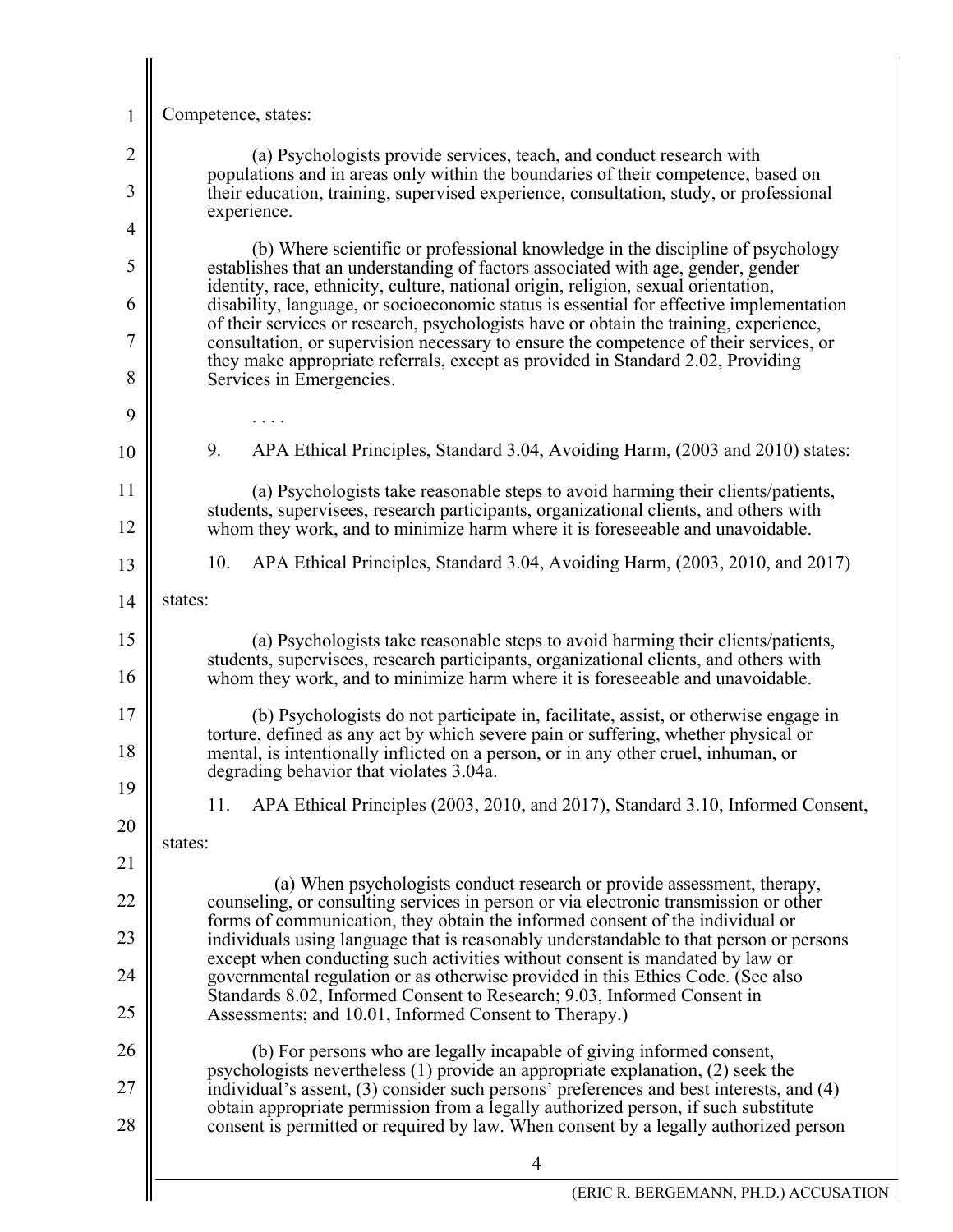Competence, states:

> (a) Psychologists provide services, teach, and conduct research with populations and in areas only within the boundaries of their competence, based on their education, training, supervised experience, consultation, study, or professional experience.
>
> (b) Where scientific or professional knowledge in the discipline of psychology establishes that an understanding of factors associated with age, gender, gender identity, race, ethnicity, culture, national origin, religion, sexual orientation, disability, language, or socioeconomic status is essential for effective implementation of their services or research, psychologists have or obtain the training, experience, consultation, or supervision necessary to ensure the competence of their services, or they make appropriate referrals, except as provided in Standard 2.02, Providing Services in Emergencies.
>
> . . . .

9. APA Ethical Principles, Standard 3.04, Avoiding Harm, (2003 and 2010) states:

> (a) Psychologists take reasonable steps to avoid harming their clients/patients, students, supervisees, research participants, organizational clients, and others with whom they work, and to minimize harm where it is foreseeable and unavoidable.

10. APA Ethical Principles, Standard 3.04, Avoiding Harm, (2003, 2010, and 2017) states:

> (a) Psychologists take reasonable steps to avoid harming their clients/patients, students, supervisees, research participants, organizational clients, and others with whom they work, and to minimize harm where it is foreseeable and unavoidable.
>
> (b) Psychologists do not participate in, facilitate, assist, or otherwise engage in torture, defined as any act by which severe pain or suffering, whether physical or mental, is intentionally inflicted on a person, or in any other cruel, inhuman, or degrading behavior that violates 3.04a.

11. APA Ethical Principles (2003, 2010, and 2017), Standard 3.10, Informed Consent, states:

> (a) When psychologists conduct research or provide assessment, therapy, counseling, or consulting services in person or via electronic transmission or other forms of communication, they obtain the informed consent of the individual or individuals using language that is reasonably understandable to that person or persons except when conducting such activities without consent is mandated by law or governmental regulation or as otherwise provided in this Ethics Code. (See also Standards 8.02, Informed Consent to Research; 9.03, Informed Consent in Assessments; and 10.01, Informed Consent to Therapy.)
>
> (b) For persons who are legally incapable of giving informed consent, psychologists nevertheless (1) provide an appropriate explanation, (2) seek the individual's assent, (3) consider such persons' preferences and best interests, and (4) obtain appropriate permission from a legally authorized person, if such substitute consent is permitted or required by law. When consent by a legally authorized person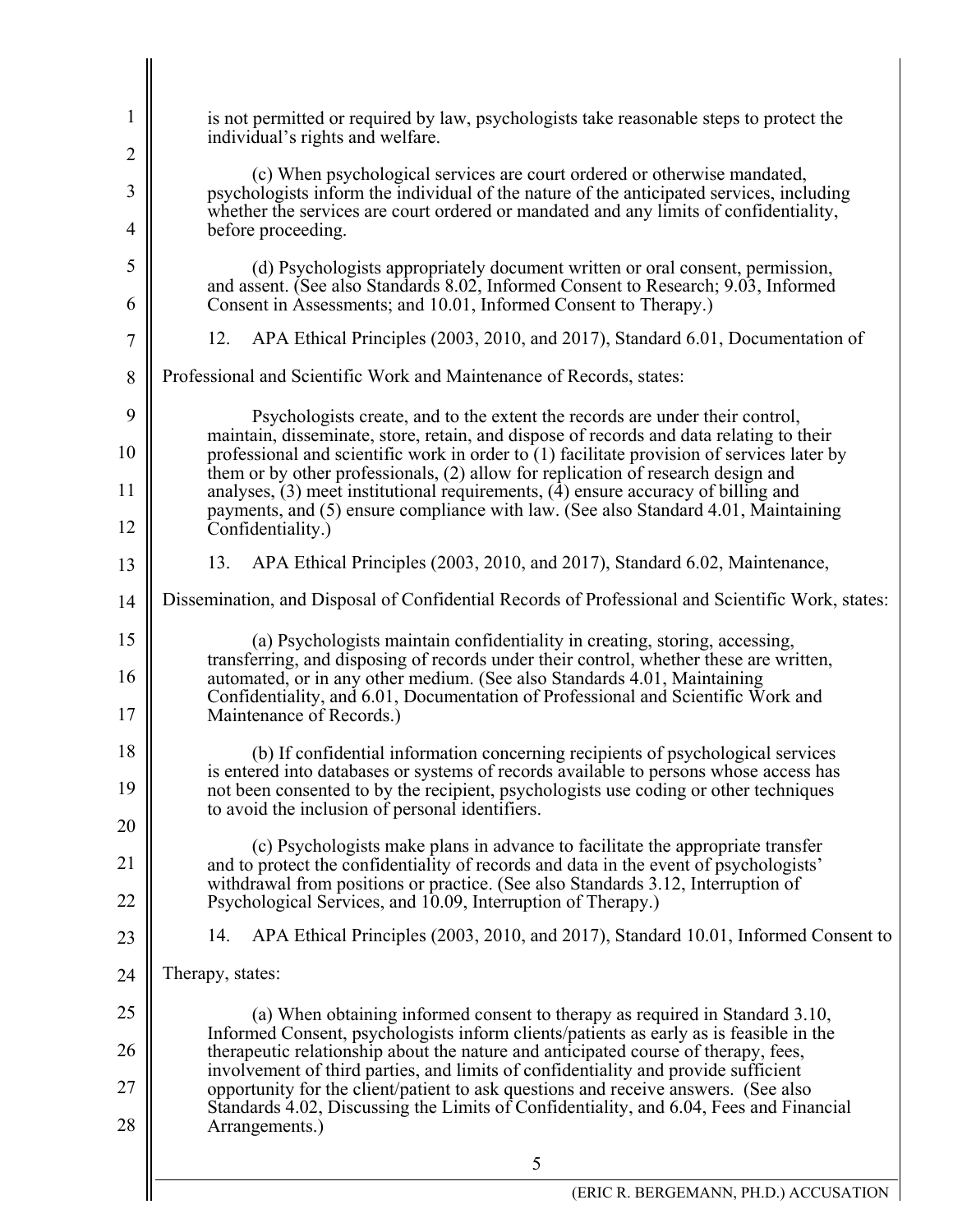is not permitted or required by law, psychologists take reasonable steps to protect the individual's rights and welfare.

> (c) When psychological services are court ordered or otherwise mandated, psychologists inform the individual of the nature of the anticipated services, including whether the services are court ordered or mandated and any limits of confidentiality, before proceeding.
>
> (d) Psychologists appropriately document written or oral consent, permission, and assent. (See also Standards 8.02, Informed Consent to Research; 9.03, Informed Consent in Assessments; and 10.01, Informed Consent to Therapy.)

12. APA Ethical Principles (2003, 2010, and 2017), Standard 6.01, Documentation of Professional and Scientific Work and Maintenance of Records, states:

> Psychologists create, and to the extent the records are under their control, maintain, disseminate, store, retain, and dispose of records and data relating to their professional and scientific work in order to (1) facilitate provision of services later by them or by other professionals, (2) allow for replication of research design and analyses, (3) meet institutional requirements, (4) ensure accuracy of billing and payments, and (5) ensure compliance with law. (See also Standard 4.01, Maintaining Confidentiality.)

13. APA Ethical Principles (2003, 2010, and 2017), Standard 6.02, Maintenance, Dissemination, and Disposal of Confidential Records of Professional and Scientific Work, states:

> (a) Psychologists maintain confidentiality in creating, storing, accessing, transferring, and disposing of records under their control, whether these are written, automated, or in any other medium. (See also Standards 4.01, Maintaining Confidentiality, and 6.01, Documentation of Professional and Scientific Work and Maintenance of Records.)
>
> (b) If confidential information concerning recipients of psychological services is entered into databases or systems of records available to persons whose access has not been consented to by the recipient, psychologists use coding or other techniques to avoid the inclusion of personal identifiers.
>
> (c) Psychologists make plans in advance to facilitate the appropriate transfer and to protect the confidentiality of records and data in the event of psychologists' withdrawal from positions or practice. (See also Standards 3.12, Interruption of Psychological Services, and 10.09, Interruption of Therapy.)

14. APA Ethical Principles (2003, 2010, and 2017), Standard 10.01, Informed Consent to Therapy, states:

> (a) When obtaining informed consent to therapy as required in Standard 3.10, Informed Consent, psychologists inform clients/patients as early as is feasible in the therapeutic relationship about the nature and anticipated course of therapy, fees, involvement of third parties, and limits of confidentiality and provide sufficient opportunity for the client/patient to ask questions and receive answers. (See also Standards 4.02, Discussing the Limits of Confidentiality, and 6.04, Fees and Financial Arrangements.)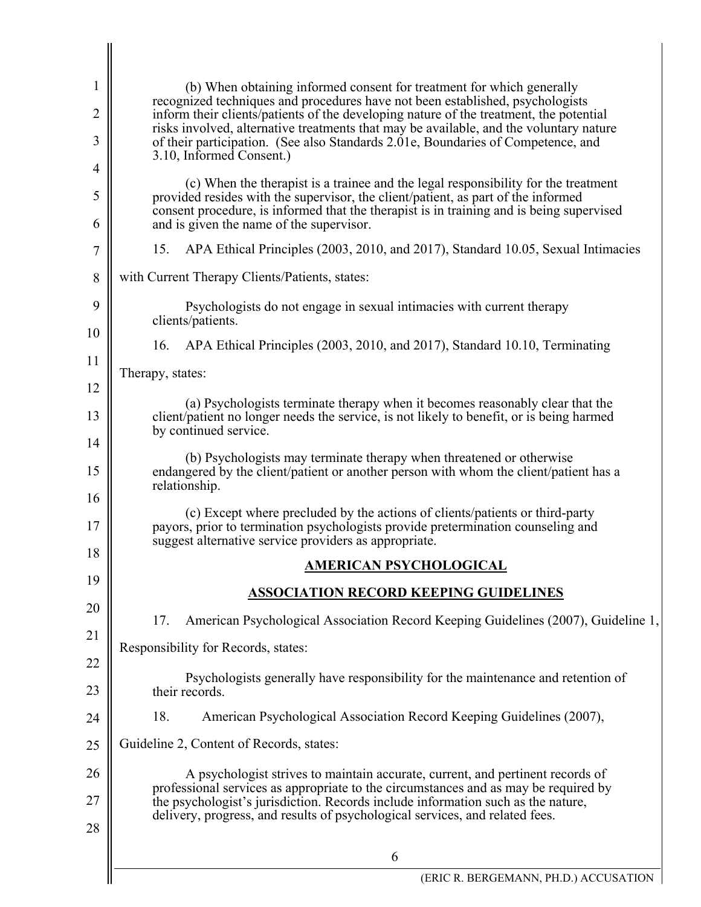(b) When obtaining informed consent for treatment for which generally recognized techniques and procedures have not been established, psychologists inform their clients/patients of the developing nature of the treatment, the potential risks involved, alternative treatments that may be available, and the voluntary nature of their participation. (See also Standards 2.01e, Boundaries of Competence, and 3.10, Informed Consent.)

(c) When the therapist is a trainee and the legal responsibility for the treatment provided resides with the supervisor, the client/patient, as part of the informed consent procedure, is informed that the therapist is in training and is being supervised and is given the name of the supervisor.

15. APA Ethical Principles (2003, 2010, and 2017), Standard 10.05, Sexual Intimacies with Current Therapy Clients/Patients, states:

Psychologists do not engage in sexual intimacies with current therapy clients/patients.

16. APA Ethical Principles (2003, 2010, and 2017), Standard 10.10, Terminating Therapy, states:

(a) Psychologists terminate therapy when it becomes reasonably clear that the client/patient no longer needs the service, is not likely to benefit, or is being harmed by continued service.

(b) Psychologists may terminate therapy when threatened or otherwise endangered by the client/patient or another person with whom the client/patient has a relationship.

(c) Except where precluded by the actions of clients/patients or third-party payors, prior to termination psychologists provide pretermination counseling and suggest alternative service providers as appropriate.

## AMERICAN PSYCHOLOGICAL ASSOCIATION RECORD KEEPING GUIDELINES

17. American Psychological Association Record Keeping Guidelines (2007), Guideline 1, Responsibility for Records, states:

Psychologists generally have responsibility for the maintenance and retention of their records.

18. American Psychological Association Record Keeping Guidelines (2007), Guideline 2, Content of Records, states:

A psychologist strives to maintain accurate, current, and pertinent records of professional services as appropriate to the circumstances and as may be required by the psychologist's jurisdiction. Records include information such as the nature, delivery, progress, and results of psychological services, and related fees.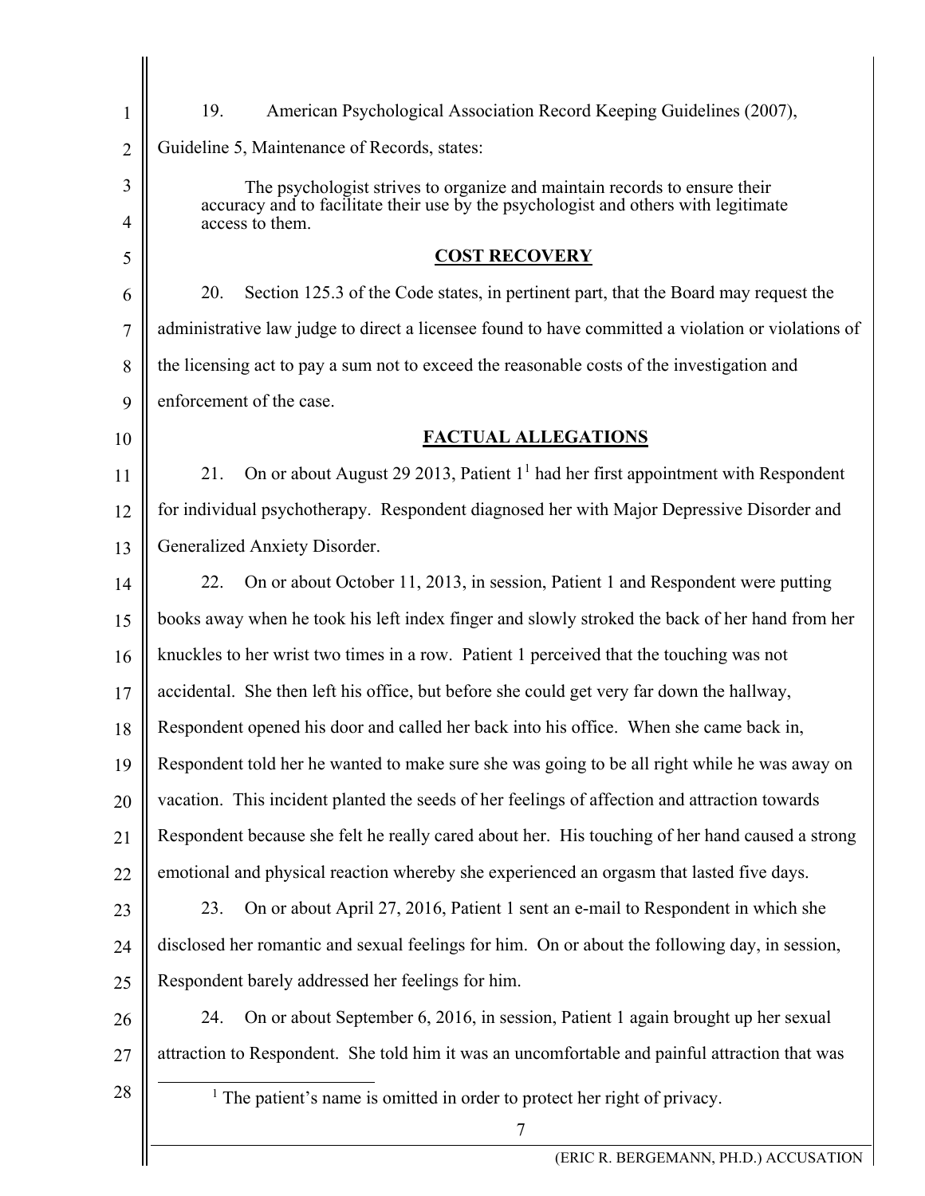19. American Psychological Association Record Keeping Guidelines (2007), Guideline 5, Maintenance of Records, states:

> The psychologist strives to organize and maintain records to ensure their accuracy and to facilitate their use by the psychologist and others with legitimate access to them.

## COST RECOVERY

20. Section 125.3 of the Code states, in pertinent part, that the Board may request the administrative law judge to direct a licensee found to have committed a violation or violations of the licensing act to pay a sum not to exceed the reasonable costs of the investigation and enforcement of the case.

## FACTUAL ALLEGATIONS

21. On or about August 29 2013, Patient 1[1] had her first appointment with Respondent for individual psychotherapy. Respondent diagnosed her with Major Depressive Disorder and Generalized Anxiety Disorder.

22. On or about October 11, 2013, in session, Patient 1 and Respondent were putting books away when he took his left index finger and slowly stroked the back of her hand from her knuckles to her wrist two times in a row. Patient 1 perceived that the touching was not accidental. She then left his office, but before she could get very far down the hallway, Respondent opened his door and called her back into his office. When she came back in, Respondent told her he wanted to make sure she was going to be all right while he was away on vacation. This incident planted the seeds of her feelings of affection and attraction towards Respondent because she felt he really cared about her. His touching of her hand caused a strong emotional and physical reaction whereby she experienced an orgasm that lasted five days.

23. On or about April 27, 2016, Patient 1 sent an e-mail to Respondent in which she disclosed her romantic and sexual feelings for him. On or about the following day, in session, Respondent barely addressed her feelings for him.

24. On or about September 6, 2016, in session, Patient 1 again brought up her sexual attraction to Respondent. She told him it was an uncomfortable and painful attraction that was

[1] The patient's name is omitted in order to protect her right of privacy.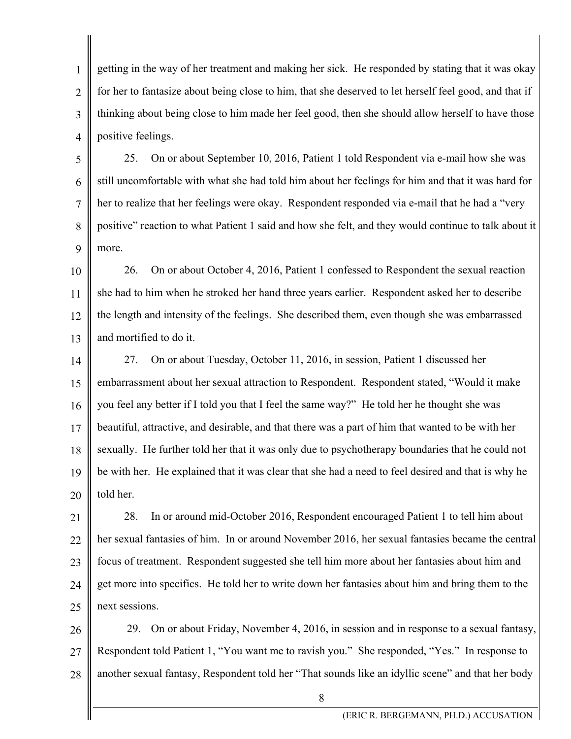getting in the way of her treatment and making her sick. He responded by stating that it was okay for her to fantasize about being close to him, that she deserved to let herself feel good, and that if thinking about being close to him made her feel good, then she should allow herself to have those positive feelings.

25. On or about September 10, 2016, Patient 1 told Respondent via e-mail how she was still uncomfortable with what she had told him about her feelings for him and that it was hard for her to realize that her feelings were okay. Respondent responded via e-mail that he had a "very positive" reaction to what Patient 1 said and how she felt, and they would continue to talk about it more.

26. On or about October 4, 2016, Patient 1 confessed to Respondent the sexual reaction she had to him when he stroked her hand three years earlier. Respondent asked her to describe the length and intensity of the feelings. She described them, even though she was embarrassed and mortified to do it.

27. On or about Tuesday, October 11, 2016, in session, Patient 1 discussed her embarrassment about her sexual attraction to Respondent. Respondent stated, "Would it make you feel any better if I told you that I feel the same way?" He told her he thought she was beautiful, attractive, and desirable, and that there was a part of him that wanted to be with her sexually. He further told her that it was only due to psychotherapy boundaries that he could not be with her. He explained that it was clear that she had a need to feel desired and that is why he told her.

28. In or around mid-October 2016, Respondent encouraged Patient 1 to tell him about her sexual fantasies of him. In or around November 2016, her sexual fantasies became the central focus of treatment. Respondent suggested she tell him more about her fantasies about him and get more into specifics. He told her to write down her fantasies about him and bring them to the next sessions.

29. On or about Friday, November 4, 2016, in session and in response to a sexual fantasy, Respondent told Patient 1, "You want me to ravish you." She responded, "Yes." In response to another sexual fantasy, Respondent told her "That sounds like an idyllic scene" and that her body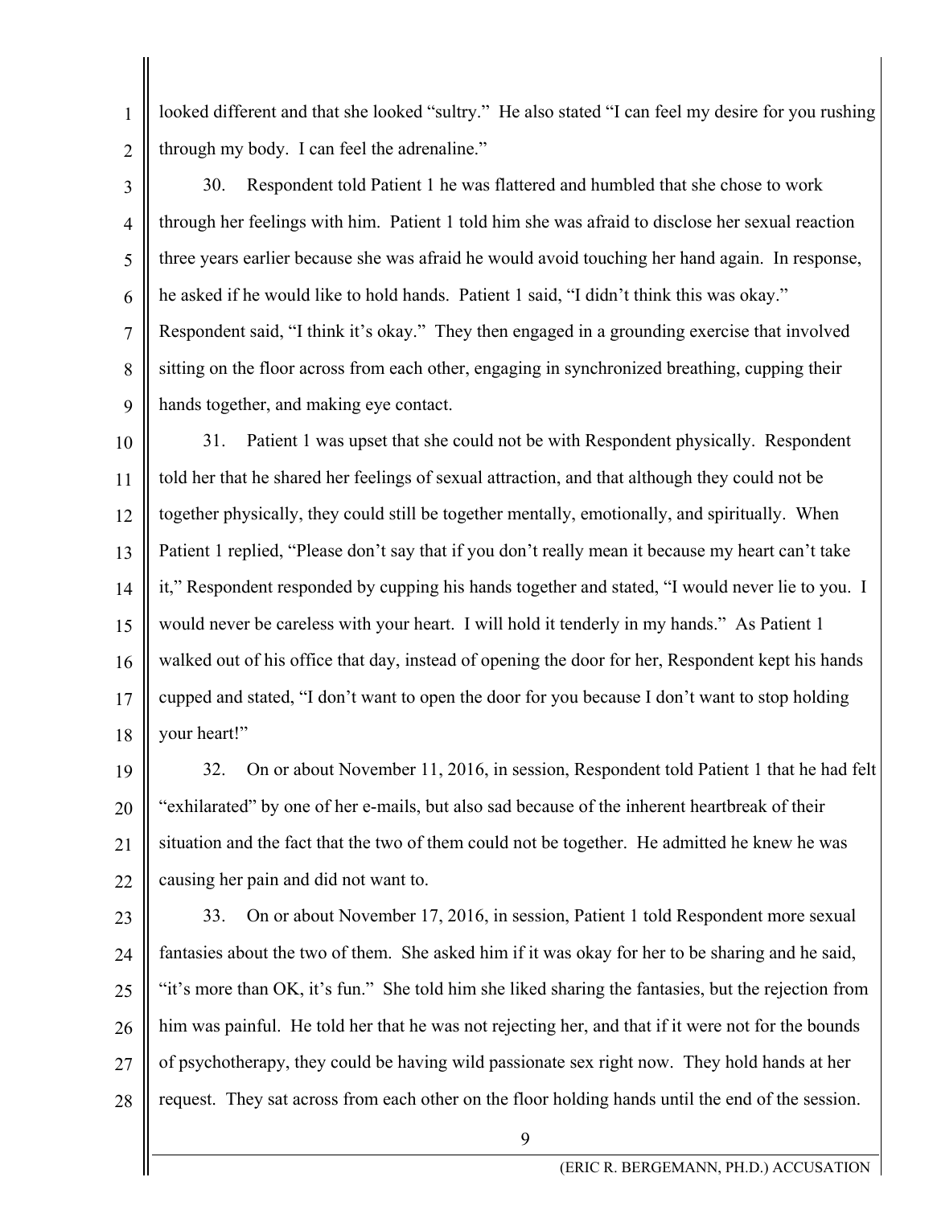looked different and that she looked "sultry." He also stated "I can feel my desire for you rushing through my body. I can feel the adrenaline."

30. Respondent told Patient 1 he was flattered and humbled that she chose to work through her feelings with him. Patient 1 told him she was afraid to disclose her sexual reaction three years earlier because she was afraid he would avoid touching her hand again. In response, he asked if he would like to hold hands. Patient 1 said, "I didn't think this was okay." Respondent said, "I think it's okay." They then engaged in a grounding exercise that involved sitting on the floor across from each other, engaging in synchronized breathing, cupping their hands together, and making eye contact.

31. Patient 1 was upset that she could not be with Respondent physically. Respondent told her that he shared her feelings of sexual attraction, and that although they could not be together physically, they could still be together mentally, emotionally, and spiritually. When Patient 1 replied, "Please don't say that if you don't really mean it because my heart can't take it," Respondent responded by cupping his hands together and stated, "I would never lie to you. I would never be careless with your heart. I will hold it tenderly in my hands." As Patient 1 walked out of his office that day, instead of opening the door for her, Respondent kept his hands cupped and stated, "I don't want to open the door for you because I don't want to stop holding your heart!"

32. On or about November 11, 2016, in session, Respondent told Patient 1 that he had felt "exhilarated" by one of her e-mails, but also sad because of the inherent heartbreak of their situation and the fact that the two of them could not be together. He admitted he knew he was causing her pain and did not want to.

33. On or about November 17, 2016, in session, Patient 1 told Respondent more sexual fantasies about the two of them. She asked him if it was okay for her to be sharing and he said, "it's more than OK, it's fun." She told him she liked sharing the fantasies, but the rejection from him was painful. He told her that he was not rejecting her, and that if it were not for the bounds of psychotherapy, they could be having wild passionate sex right now. They hold hands at her request. They sat across from each other on the floor holding hands until the end of the session.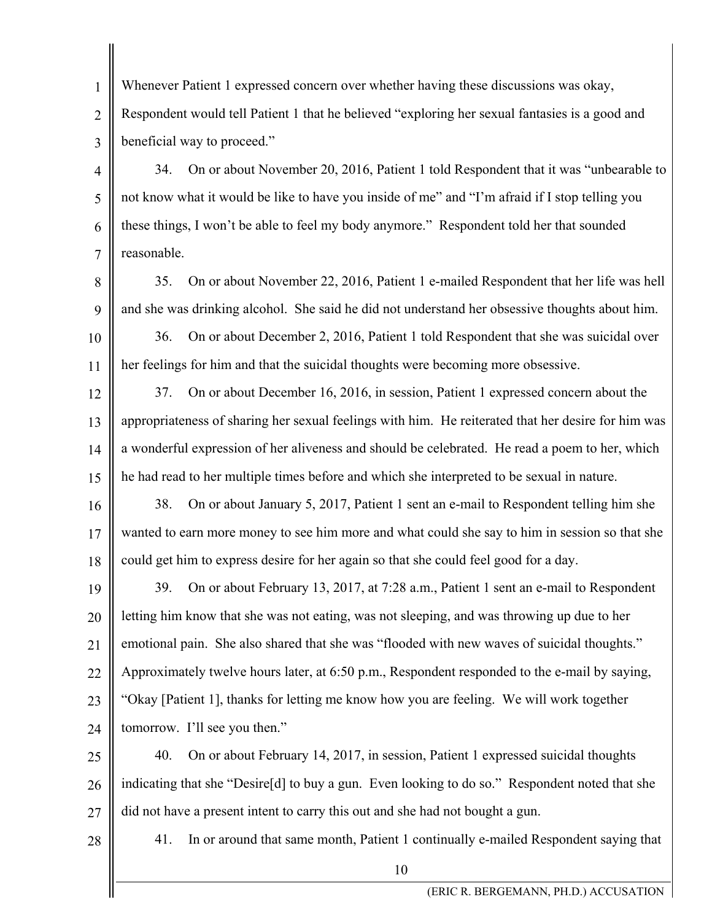Whenever Patient 1 expressed concern over whether having these discussions was okay, Respondent would tell Patient 1 that he believed "exploring her sexual fantasies is a good and beneficial way to proceed."

34. On or about November 20, 2016, Patient 1 told Respondent that it was "unbearable to not know what it would be like to have you inside of me" and "I'm afraid if I stop telling you these things, I won't be able to feel my body anymore." Respondent told her that sounded reasonable.

35. On or about November 22, 2016, Patient 1 e-mailed Respondent that her life was hell and she was drinking alcohol. She said he did not understand her obsessive thoughts about him.

36. On or about December 2, 2016, Patient 1 told Respondent that she was suicidal over her feelings for him and that the suicidal thoughts were becoming more obsessive.

37. On or about December 16, 2016, in session, Patient 1 expressed concern about the appropriateness of sharing her sexual feelings with him. He reiterated that her desire for him was a wonderful expression of her aliveness and should be celebrated. He read a poem to her, which he had read to her multiple times before and which she interpreted to be sexual in nature.

38. On or about January 5, 2017, Patient 1 sent an e-mail to Respondent telling him she wanted to earn more money to see him more and what could she say to him in session so that she could get him to express desire for her again so that she could feel good for a day.

39. On or about February 13, 2017, at 7:28 a.m., Patient 1 sent an e-mail to Respondent letting him know that she was not eating, was not sleeping, and was throwing up due to her emotional pain. She also shared that she was "flooded with new waves of suicidal thoughts." Approximately twelve hours later, at 6:50 p.m., Respondent responded to the e-mail by saying, "Okay [Patient 1], thanks for letting me know how you are feeling. We will work together tomorrow. I'll see you then."

40. On or about February 14, 2017, in session, Patient 1 expressed suicidal thoughts indicating that she "Desire[d] to buy a gun. Even looking to do so." Respondent noted that she did not have a present intent to carry this out and she had not bought a gun.

41. In or around that same month, Patient 1 continually e-mailed Respondent saying that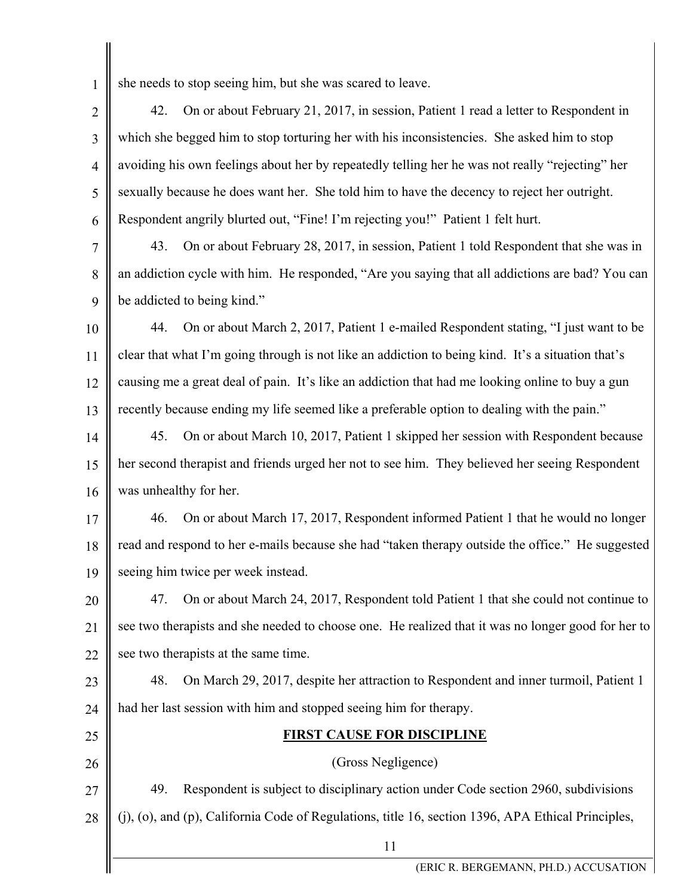she needs to stop seeing him, but she was scared to leave.

42. On or about February 21, 2017, in session, Patient 1 read a letter to Respondent in which she begged him to stop torturing her with his inconsistencies. She asked him to stop avoiding his own feelings about her by repeatedly telling her he was not really "rejecting" her sexually because he does want her. She told him to have the decency to reject her outright. Respondent angrily blurted out, "Fine! I'm rejecting you!" Patient 1 felt hurt.

43. On or about February 28, 2017, in session, Patient 1 told Respondent that she was in an addiction cycle with him. He responded, "Are you saying that all addictions are bad? You can be addicted to being kind."

44. On or about March 2, 2017, Patient 1 e-mailed Respondent stating, "I just want to be clear that what I'm going through is not like an addiction to being kind. It's a situation that's causing me a great deal of pain. It's like an addiction that had me looking online to buy a gun recently because ending my life seemed like a preferable option to dealing with the pain."

45. On or about March 10, 2017, Patient 1 skipped her session with Respondent because her second therapist and friends urged her not to see him. They believed her seeing Respondent was unhealthy for her.

46. On or about March 17, 2017, Respondent informed Patient 1 that he would no longer read and respond to her e-mails because she had "taken therapy outside the office." He suggested seeing him twice per week instead.

47. On or about March 24, 2017, Respondent told Patient 1 that she could not continue to see two therapists and she needed to choose one. He realized that it was no longer good for her to see two therapists at the same time.

48. On March 29, 2017, despite her attraction to Respondent and inner turmoil, Patient 1 had her last session with him and stopped seeing him for therapy.

## FIRST CAUSE FOR DISCIPLINE

(Gross Negligence)

49. Respondent is subject to disciplinary action under Code section 2960, subdivisions (j), (o), and (p), California Code of Regulations, title 16, section 1396, APA Ethical Principles,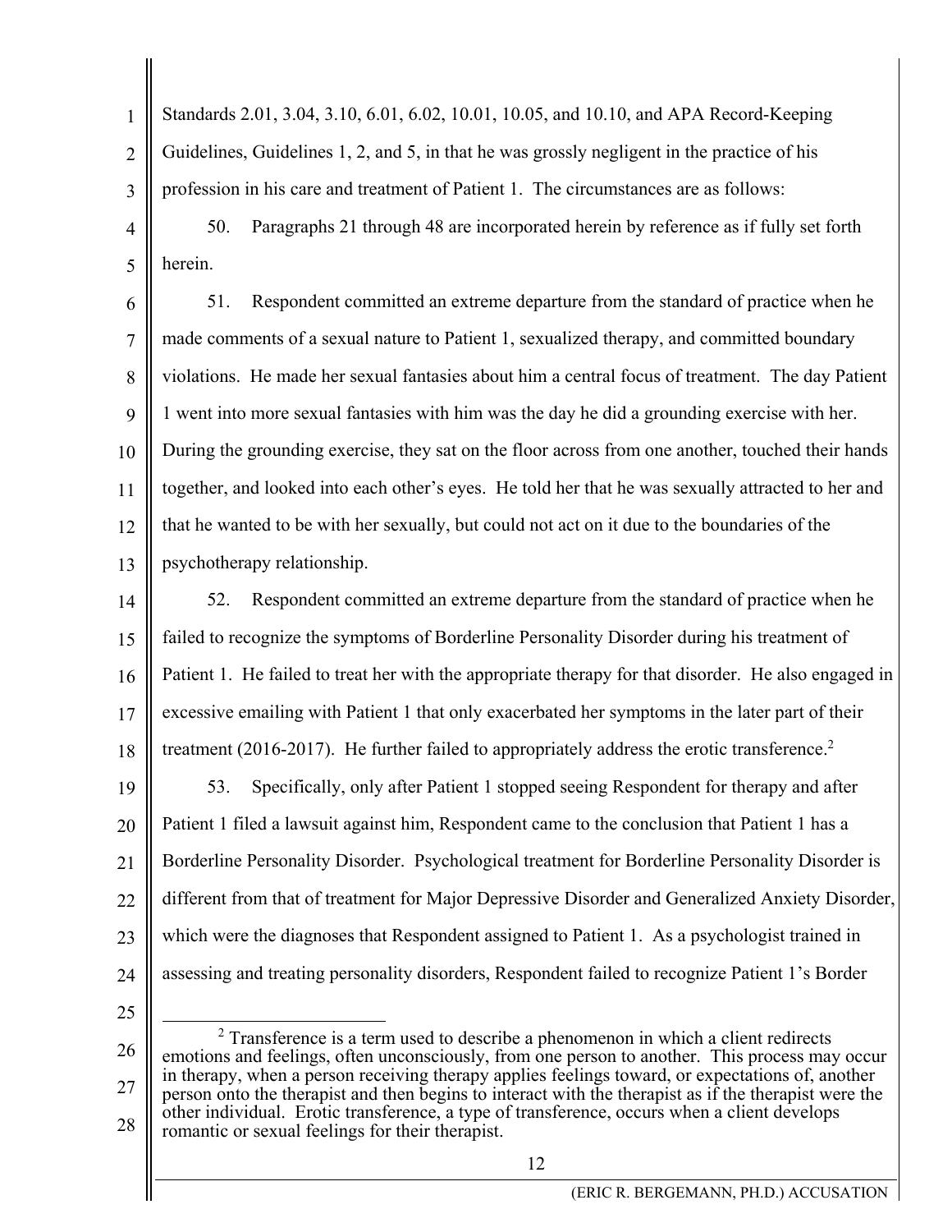Standards 2.01, 3.04, 3.10, 6.01, 6.02, 10.01, 10.05, and 10.10, and APA Record-Keeping Guidelines, Guidelines 1, 2, and 5, in that he was grossly negligent in the practice of his profession in his care and treatment of Patient 1. The circumstances are as follows:

50. Paragraphs 21 through 48 are incorporated herein by reference as if fully set forth herein.

51. Respondent committed an extreme departure from the standard of practice when he made comments of a sexual nature to Patient 1, sexualized therapy, and committed boundary violations. He made her sexual fantasies about him a central focus of treatment. The day Patient 1 went into more sexual fantasies with him was the day he did a grounding exercise with her. During the grounding exercise, they sat on the floor across from one another, touched their hands together, and looked into each other's eyes. He told her that he was sexually attracted to her and that he wanted to be with her sexually, but could not act on it due to the boundaries of the psychotherapy relationship.

52. Respondent committed an extreme departure from the standard of practice when he failed to recognize the symptoms of Borderline Personality Disorder during his treatment of Patient 1. He failed to treat her with the appropriate therapy for that disorder. He also engaged in excessive emailing with Patient 1 that only exacerbated her symptoms in the later part of their treatment (2016-2017). He further failed to appropriately address the erotic transference.[2]

53. Specifically, only after Patient 1 stopped seeing Respondent for therapy and after Patient 1 filed a lawsuit against him, Respondent came to the conclusion that Patient 1 has a Borderline Personality Disorder. Psychological treatment for Borderline Personality Disorder is different from that of treatment for Major Depressive Disorder and Generalized Anxiety Disorder, which were the diagnoses that Respondent assigned to Patient 1. As a psychologist trained in assessing and treating personality disorders, Respondent failed to recognize Patient 1's Border

---

[2] Transference is a term used to describe a phenomenon in which a client redirects emotions and feelings, often unconsciously, from one person to another. This process may occur in therapy, when a person receiving therapy applies feelings toward, or expectations of, another person onto the therapist and then begins to interact with the therapist as if the therapist were the other individual. Erotic transference, a type of transference, occurs when a client develops romantic or sexual feelings for their therapist.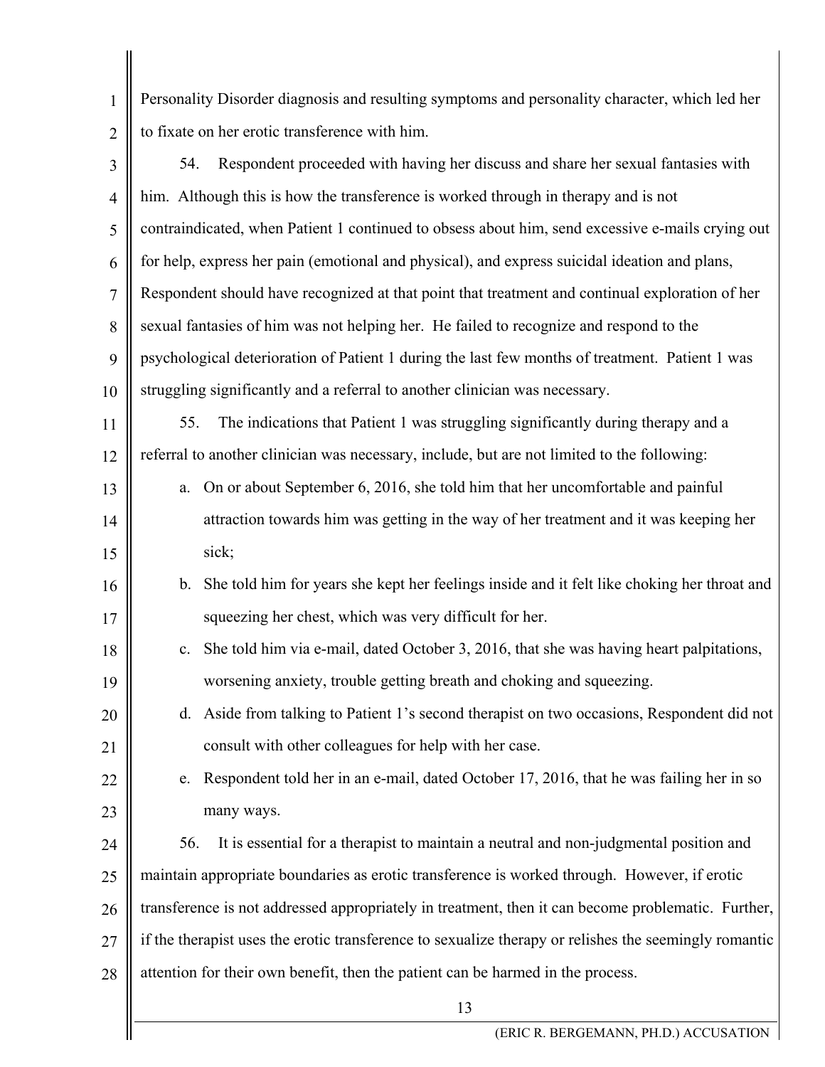Personality Disorder diagnosis and resulting symptoms and personality character, which led her to fixate on her erotic transference with him.

54. Respondent proceeded with having her discuss and share her sexual fantasies with him. Although this is how the transference is worked through in therapy and is not contraindicated, when Patient 1 continued to obsess about him, send excessive e-mails crying out for help, express her pain (emotional and physical), and express suicidal ideation and plans, Respondent should have recognized at that point that treatment and continual exploration of her sexual fantasies of him was not helping her. He failed to recognize and respond to the psychological deterioration of Patient 1 during the last few months of treatment. Patient 1 was struggling significantly and a referral to another clinician was necessary.

55. The indications that Patient 1 was struggling significantly during therapy and a referral to another clinician was necessary, include, but are not limited to the following:

a. On or about September 6, 2016, she told him that her uncomfortable and painful attraction towards him was getting in the way of her treatment and it was keeping her sick;

b. She told him for years she kept her feelings inside and it felt like choking her throat and squeezing her chest, which was very difficult for her.

c. She told him via e-mail, dated October 3, 2016, that she was having heart palpitations, worsening anxiety, trouble getting breath and choking and squeezing.

d. Aside from talking to Patient 1's second therapist on two occasions, Respondent did not consult with other colleagues for help with her case.

e. Respondent told her in an e-mail, dated October 17, 2016, that he was failing her in so many ways.

56. It is essential for a therapist to maintain a neutral and non-judgmental position and maintain appropriate boundaries as erotic transference is worked through. However, if erotic transference is not addressed appropriately in treatment, then it can become problematic. Further, if the therapist uses the erotic transference to sexualize therapy or relishes the seemingly romantic attention for their own benefit, then the patient can be harmed in the process.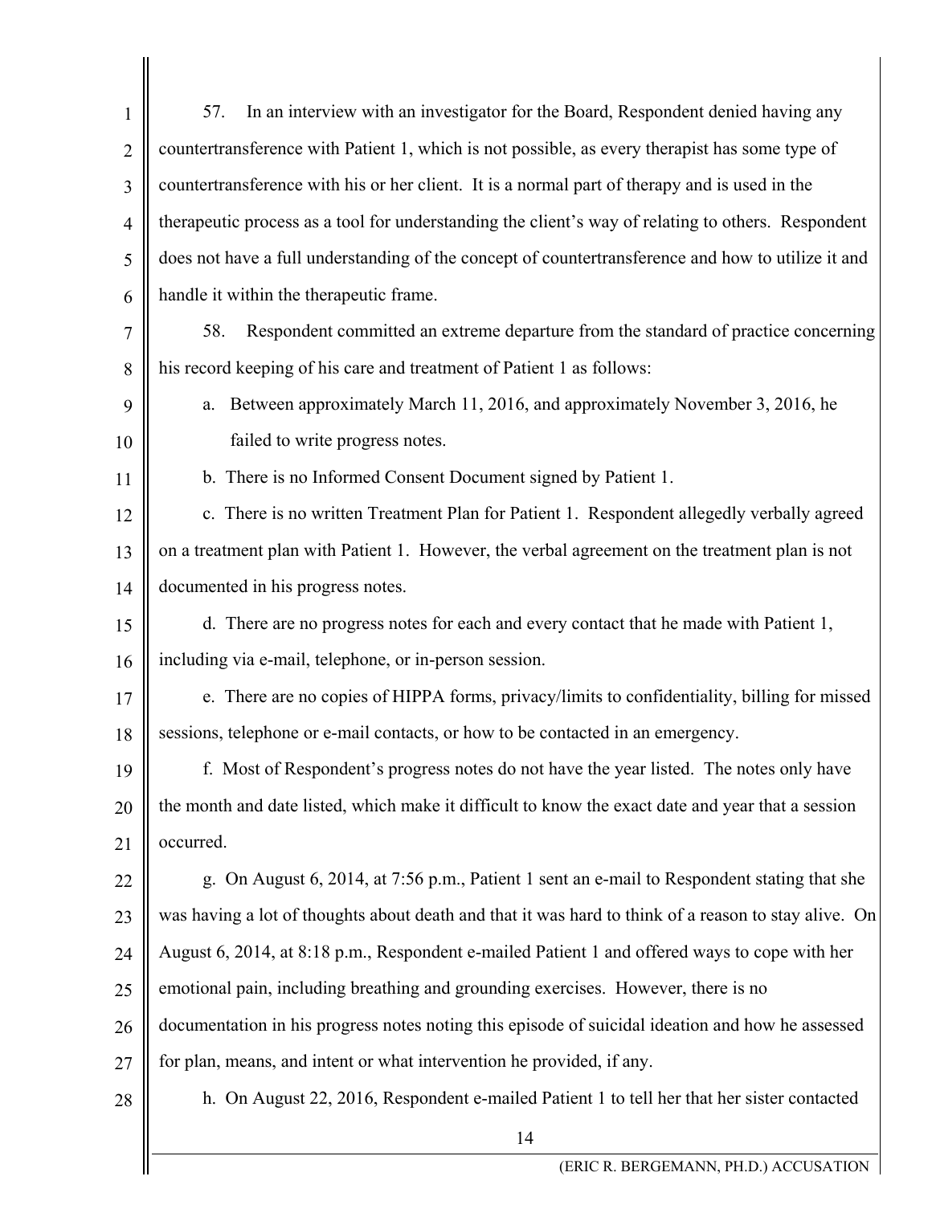57. In an interview with an investigator for the Board, Respondent denied having any countertransference with Patient 1, which is not possible, as every therapist has some type of countertransference with his or her client. It is a normal part of therapy and is used in the therapeutic process as a tool for understanding the client's way of relating to others. Respondent does not have a full understanding of the concept of countertransference and how to utilize it and handle it within the therapeutic frame.

58. Respondent committed an extreme departure from the standard of practice concerning his record keeping of his care and treatment of Patient 1 as follows:

a. Between approximately March 11, 2016, and approximately November 3, 2016, he failed to write progress notes.

b. There is no Informed Consent Document signed by Patient 1.

c. There is no written Treatment Plan for Patient 1. Respondent allegedly verbally agreed on a treatment plan with Patient 1. However, the verbal agreement on the treatment plan is not documented in his progress notes.

d. There are no progress notes for each and every contact that he made with Patient 1, including via e-mail, telephone, or in-person session.

e. There are no copies of HIPPA forms, privacy/limits to confidentiality, billing for missed sessions, telephone or e-mail contacts, or how to be contacted in an emergency.

f. Most of Respondent's progress notes do not have the year listed. The notes only have the month and date listed, which make it difficult to know the exact date and year that a session occurred.

g. On August 6, 2014, at 7:56 p.m., Patient 1 sent an e-mail to Respondent stating that she was having a lot of thoughts about death and that it was hard to think of a reason to stay alive. On August 6, 2014, at 8:18 p.m., Respondent e-mailed Patient 1 and offered ways to cope with her emotional pain, including breathing and grounding exercises. However, there is no documentation in his progress notes noting this episode of suicidal ideation and how he assessed for plan, means, and intent or what intervention he provided, if any.

h. On August 22, 2016, Respondent e-mailed Patient 1 to tell her that her sister contacted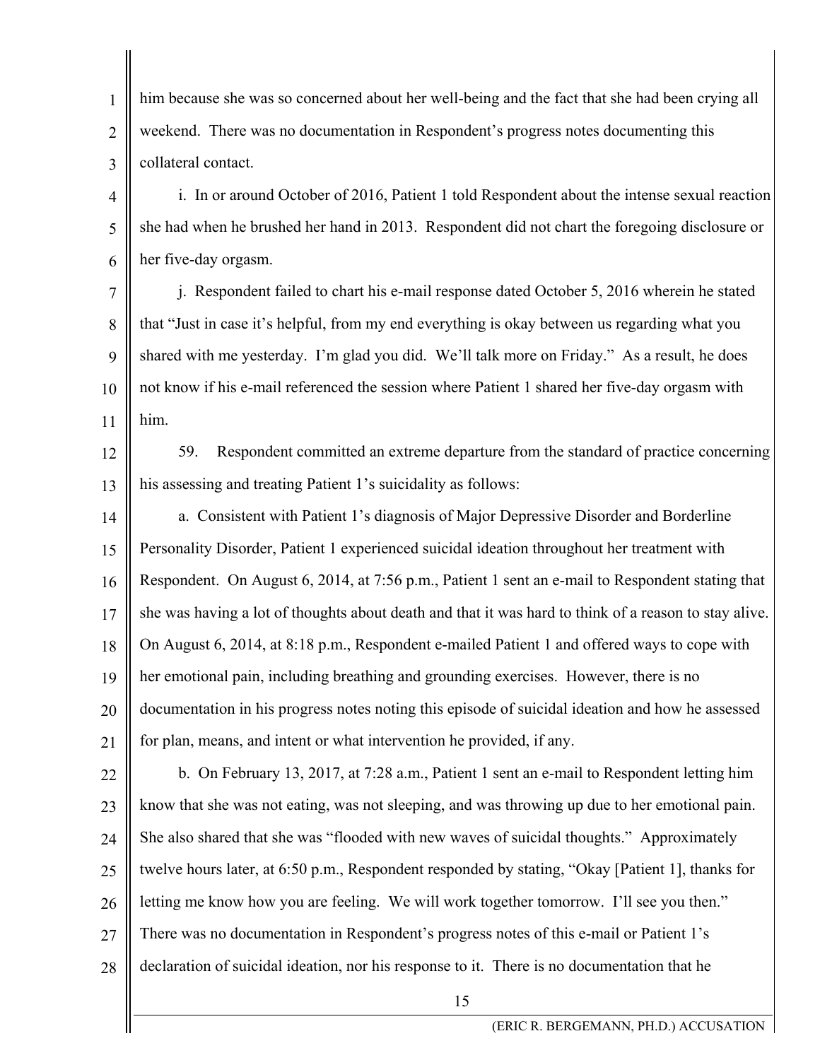him because she was so concerned about her well-being and the fact that she had been crying all weekend. There was no documentation in Respondent's progress notes documenting this collateral contact.

i. In or around October of 2016, Patient 1 told Respondent about the intense sexual reaction she had when he brushed her hand in 2013. Respondent did not chart the foregoing disclosure or her five-day orgasm.

j. Respondent failed to chart his e-mail response dated October 5, 2016 wherein he stated that "Just in case it's helpful, from my end everything is okay between us regarding what you shared with me yesterday. I'm glad you did. We'll talk more on Friday." As a result, he does not know if his e-mail referenced the session where Patient 1 shared her five-day orgasm with him.

59. Respondent committed an extreme departure from the standard of practice concerning his assessing and treating Patient 1's suicidality as follows:

a. Consistent with Patient 1's diagnosis of Major Depressive Disorder and Borderline Personality Disorder, Patient 1 experienced suicidal ideation throughout her treatment with Respondent. On August 6, 2014, at 7:56 p.m., Patient 1 sent an e-mail to Respondent stating that she was having a lot of thoughts about death and that it was hard to think of a reason to stay alive. On August 6, 2014, at 8:18 p.m., Respondent e-mailed Patient 1 and offered ways to cope with her emotional pain, including breathing and grounding exercises. However, there is no documentation in his progress notes noting this episode of suicidal ideation and how he assessed for plan, means, and intent or what intervention he provided, if any.

b. On February 13, 2017, at 7:28 a.m., Patient 1 sent an e-mail to Respondent letting him know that she was not eating, was not sleeping, and was throwing up due to her emotional pain. She also shared that she was "flooded with new waves of suicidal thoughts." Approximately twelve hours later, at 6:50 p.m., Respondent responded by stating, "Okay [Patient 1], thanks for letting me know how you are feeling. We will work together tomorrow. I'll see you then." There was no documentation in Respondent's progress notes of this e-mail or Patient 1's declaration of suicidal ideation, nor his response to it. There is no documentation that he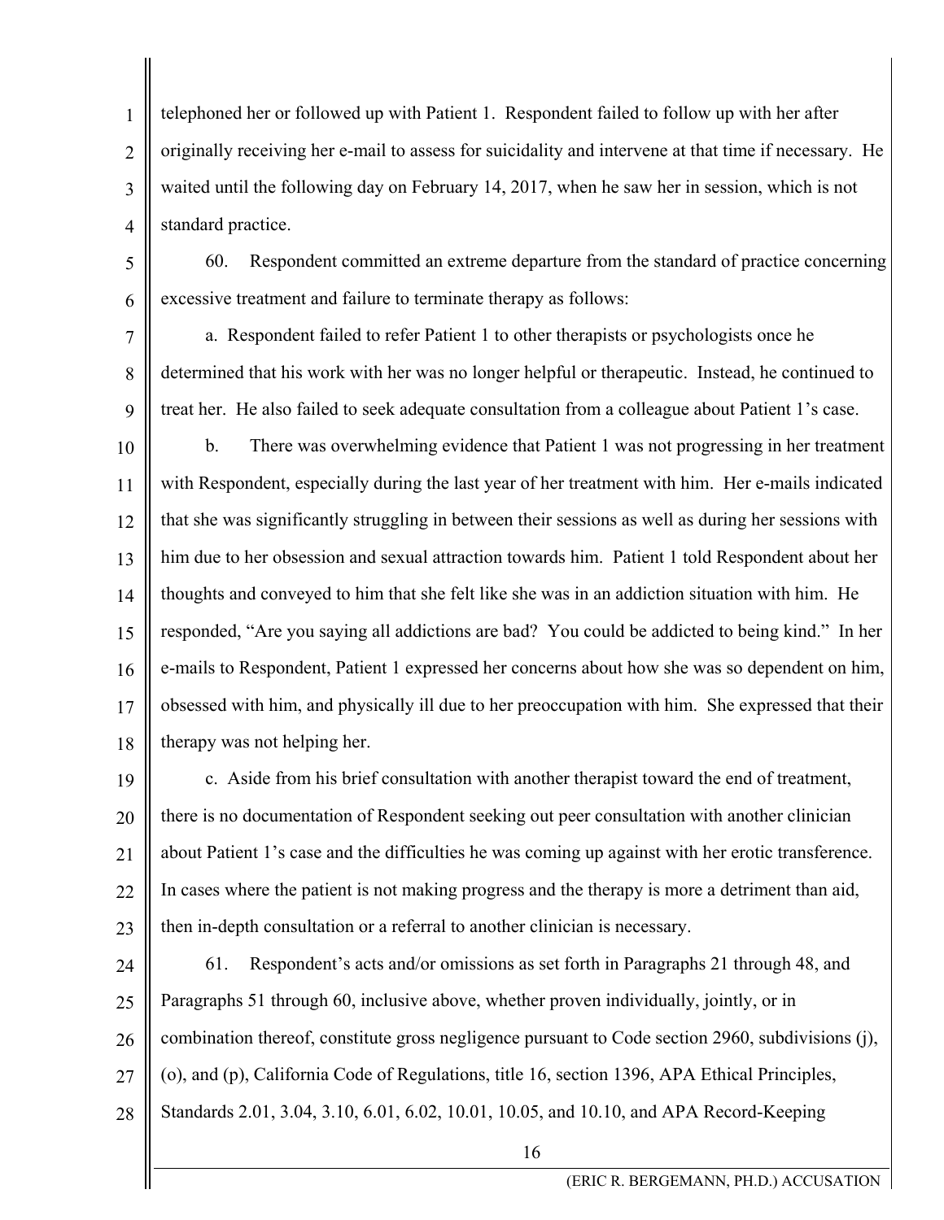telephoned her or followed up with Patient 1. Respondent failed to follow up with her after originally receiving her e-mail to assess for suicidality and intervene at that time if necessary. He waited until the following day on February 14, 2017, when he saw her in session, which is not standard practice.

60. Respondent committed an extreme departure from the standard of practice concerning excessive treatment and failure to terminate therapy as follows:

a. Respondent failed to refer Patient 1 to other therapists or psychologists once he determined that his work with her was no longer helpful or therapeutic. Instead, he continued to treat her. He also failed to seek adequate consultation from a colleague about Patient 1's case.

b. There was overwhelming evidence that Patient 1 was not progressing in her treatment with Respondent, especially during the last year of her treatment with him. Her e-mails indicated that she was significantly struggling in between their sessions as well as during her sessions with him due to her obsession and sexual attraction towards him. Patient 1 told Respondent about her thoughts and conveyed to him that she felt like she was in an addiction situation with him. He responded, "Are you saying all addictions are bad? You could be addicted to being kind." In her e-mails to Respondent, Patient 1 expressed her concerns about how she was so dependent on him, obsessed with him, and physically ill due to her preoccupation with him. She expressed that their therapy was not helping her.

c. Aside from his brief consultation with another therapist toward the end of treatment, there is no documentation of Respondent seeking out peer consultation with another clinician about Patient 1's case and the difficulties he was coming up against with her erotic transference. In cases where the patient is not making progress and the therapy is more a detriment than aid, then in-depth consultation or a referral to another clinician is necessary.

61. Respondent's acts and/or omissions as set forth in Paragraphs 21 through 48, and Paragraphs 51 through 60, inclusive above, whether proven individually, jointly, or in combination thereof, constitute gross negligence pursuant to Code section 2960, subdivisions (j), (o), and (p), California Code of Regulations, title 16, section 1396, APA Ethical Principles, Standards 2.01, 3.04, 3.10, 6.01, 6.02, 10.01, 10.05, and 10.10, and APA Record-Keeping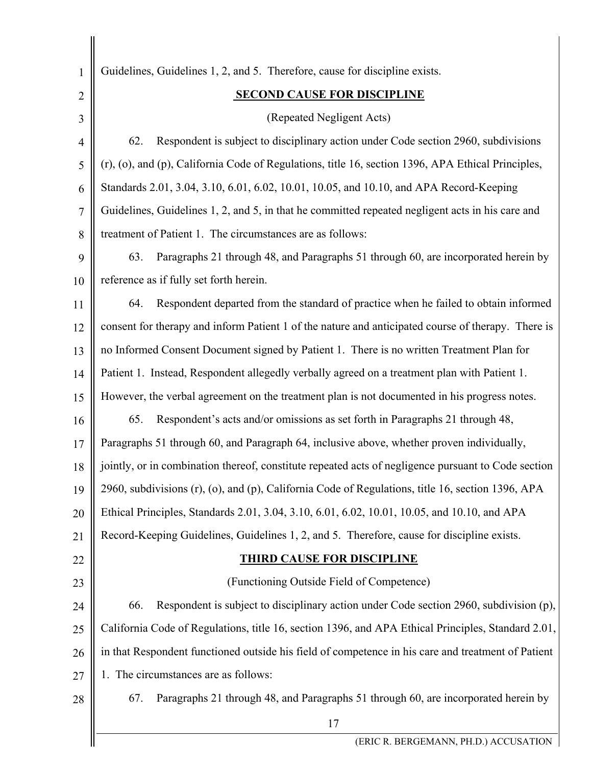Guidelines, Guidelines 1, 2, and 5. Therefore, cause for discipline exists.

**SECOND CAUSE FOR DISCIPLINE**

(Repeated Negligent Acts)

62. Respondent is subject to disciplinary action under Code section 2960, subdivisions (r), (o), and (p), California Code of Regulations, title 16, section 1396, APA Ethical Principles, Standards 2.01, 3.04, 3.10, 6.01, 6.02, 10.01, 10.05, and 10.10, and APA Record-Keeping Guidelines, Guidelines 1, 2, and 5, in that he committed repeated negligent acts in his care and treatment of Patient 1. The circumstances are as follows:

63. Paragraphs 21 through 48, and Paragraphs 51 through 60, are incorporated herein by reference as if fully set forth herein.

64. Respondent departed from the standard of practice when he failed to obtain informed consent for therapy and inform Patient 1 of the nature and anticipated course of therapy. There is no Informed Consent Document signed by Patient 1. There is no written Treatment Plan for Patient 1. Instead, Respondent allegedly verbally agreed on a treatment plan with Patient 1. However, the verbal agreement on the treatment plan is not documented in his progress notes.

65. Respondent's acts and/or omissions as set forth in Paragraphs 21 through 48, Paragraphs 51 through 60, and Paragraph 64, inclusive above, whether proven individually, jointly, or in combination thereof, constitute repeated acts of negligence pursuant to Code section 2960, subdivisions (r), (o), and (p), California Code of Regulations, title 16, section 1396, APA Ethical Principles, Standards 2.01, 3.04, 3.10, 6.01, 6.02, 10.01, 10.05, and 10.10, and APA Record-Keeping Guidelines, Guidelines 1, 2, and 5. Therefore, cause for discipline exists.

**THIRD CAUSE FOR DISCIPLINE**

(Functioning Outside Field of Competence)

66. Respondent is subject to disciplinary action under Code section 2960, subdivision (p), California Code of Regulations, title 16, section 1396, and APA Ethical Principles, Standard 2.01, in that Respondent functioned outside his field of competence in his care and treatment of Patient 1. The circumstances are as follows:

67. Paragraphs 21 through 48, and Paragraphs 51 through 60, are incorporated herein by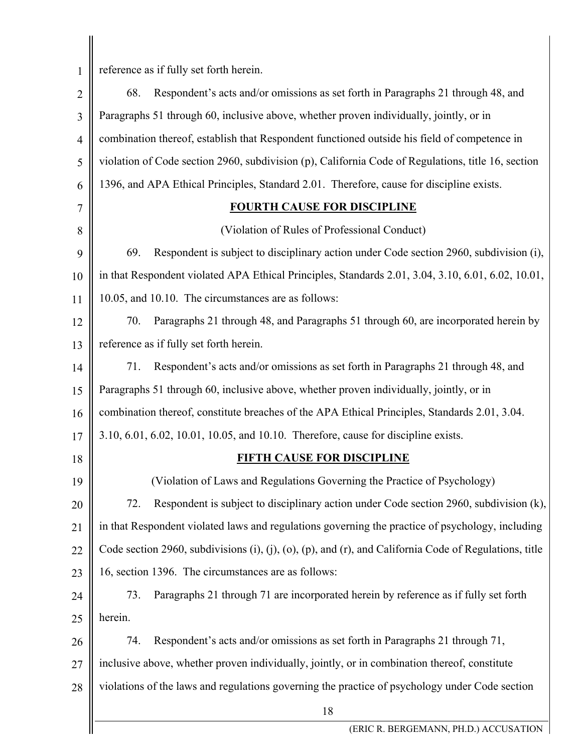reference as if fully set forth herein.

68. Respondent's acts and/or omissions as set forth in Paragraphs 21 through 48, and Paragraphs 51 through 60, inclusive above, whether proven individually, jointly, or in combination thereof, establish that Respondent functioned outside his field of competence in violation of Code section 2960, subdivision (p), California Code of Regulations, title 16, section 1396, and APA Ethical Principles, Standard 2.01. Therefore, cause for discipline exists.

**FOURTH CAUSE FOR DISCIPLINE**

(Violation of Rules of Professional Conduct)

69. Respondent is subject to disciplinary action under Code section 2960, subdivision (i), in that Respondent violated APA Ethical Principles, Standards 2.01, 3.04, 3.10, 6.01, 6.02, 10.01, 10.05, and 10.10. The circumstances are as follows:

70. Paragraphs 21 through 48, and Paragraphs 51 through 60, are incorporated herein by reference as if fully set forth herein.

71. Respondent's acts and/or omissions as set forth in Paragraphs 21 through 48, and Paragraphs 51 through 60, inclusive above, whether proven individually, jointly, or in combination thereof, constitute breaches of the APA Ethical Principles, Standards 2.01, 3.04. 3.10, 6.01, 6.02, 10.01, 10.05, and 10.10. Therefore, cause for discipline exists.

**FIFTH CAUSE FOR DISCIPLINE**

(Violation of Laws and Regulations Governing the Practice of Psychology)

72. Respondent is subject to disciplinary action under Code section 2960, subdivision (k), in that Respondent violated laws and regulations governing the practice of psychology, including Code section 2960, subdivisions (i), (j), (o), (p), and (r), and California Code of Regulations, title 16, section 1396. The circumstances are as follows:

73. Paragraphs 21 through 71 are incorporated herein by reference as if fully set forth herein.

74. Respondent's acts and/or omissions as set forth in Paragraphs 21 through 71, inclusive above, whether proven individually, jointly, or in combination thereof, constitute violations of the laws and regulations governing the practice of psychology under Code section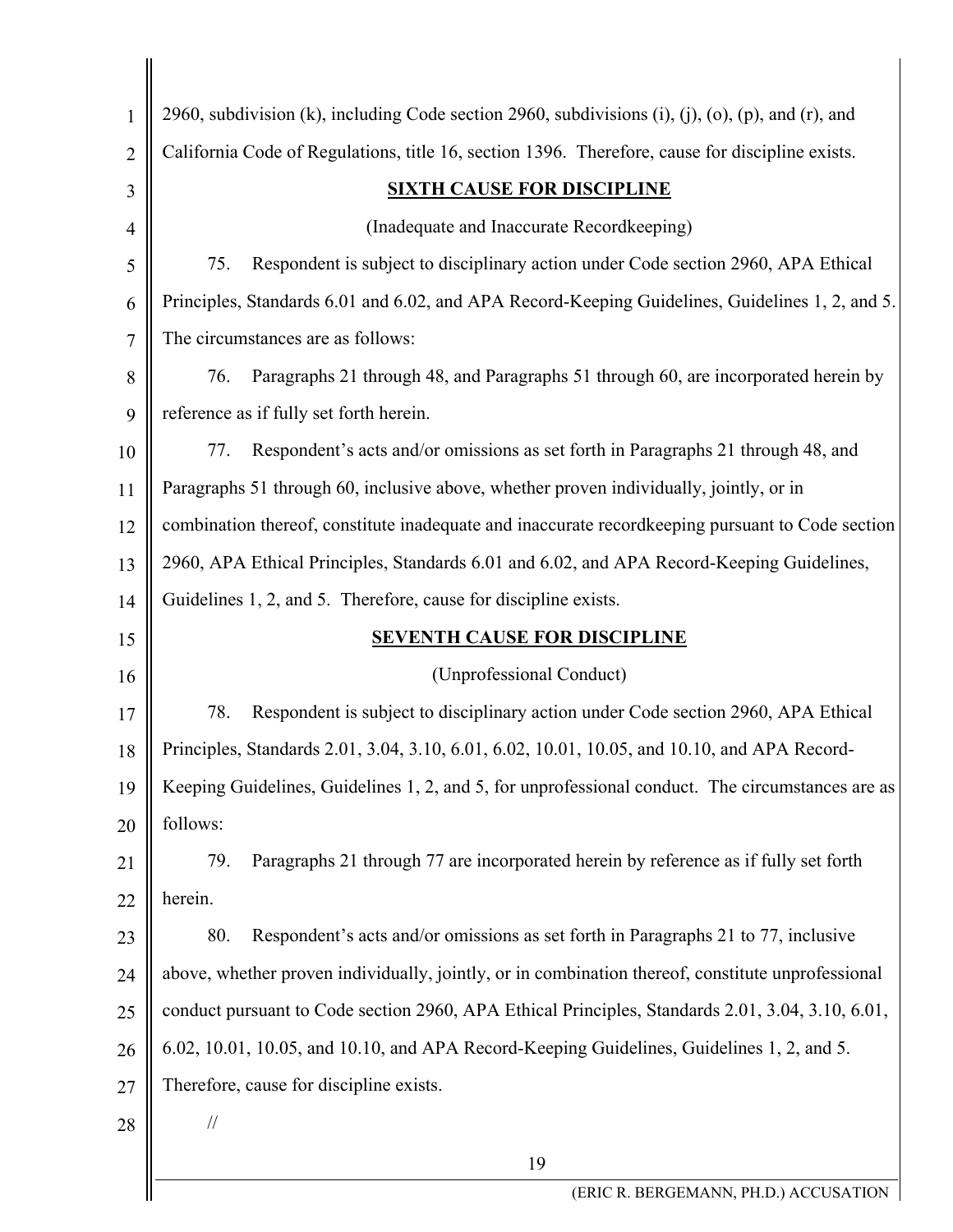2960, subdivision (k), including Code section 2960, subdivisions (i), (j), (o), (p), and (r), and California Code of Regulations, title 16, section 1396. Therefore, cause for discipline exists.

**SIXTH CAUSE FOR DISCIPLINE**

(Inadequate and Inaccurate Recordkeeping)

75. Respondent is subject to disciplinary action under Code section 2960, APA Ethical Principles, Standards 6.01 and 6.02, and APA Record-Keeping Guidelines, Guidelines 1, 2, and 5. The circumstances are as follows:

76. Paragraphs 21 through 48, and Paragraphs 51 through 60, are incorporated herein by reference as if fully set forth herein.

77. Respondent's acts and/or omissions as set forth in Paragraphs 21 through 48, and Paragraphs 51 through 60, inclusive above, whether proven individually, jointly, or in combination thereof, constitute inadequate and inaccurate recordkeeping pursuant to Code section 2960, APA Ethical Principles, Standards 6.01 and 6.02, and APA Record-Keeping Guidelines, Guidelines 1, 2, and 5. Therefore, cause for discipline exists.

**SEVENTH CAUSE FOR DISCIPLINE**

(Unprofessional Conduct)

78. Respondent is subject to disciplinary action under Code section 2960, APA Ethical Principles, Standards 2.01, 3.04, 3.10, 6.01, 6.02, 10.01, 10.05, and 10.10, and APA Record-Keeping Guidelines, Guidelines 1, 2, and 5, for unprofessional conduct. The circumstances are as follows:

79. Paragraphs 21 through 77 are incorporated herein by reference as if fully set forth herein.

80. Respondent's acts and/or omissions as set forth in Paragraphs 21 to 77, inclusive above, whether proven individually, jointly, or in combination thereof, constitute unprofessional conduct pursuant to Code section 2960, APA Ethical Principles, Standards 2.01, 3.04, 3.10, 6.01, 6.02, 10.01, 10.05, and 10.10, and APA Record-Keeping Guidelines, Guidelines 1, 2, and 5. Therefore, cause for discipline exists.

//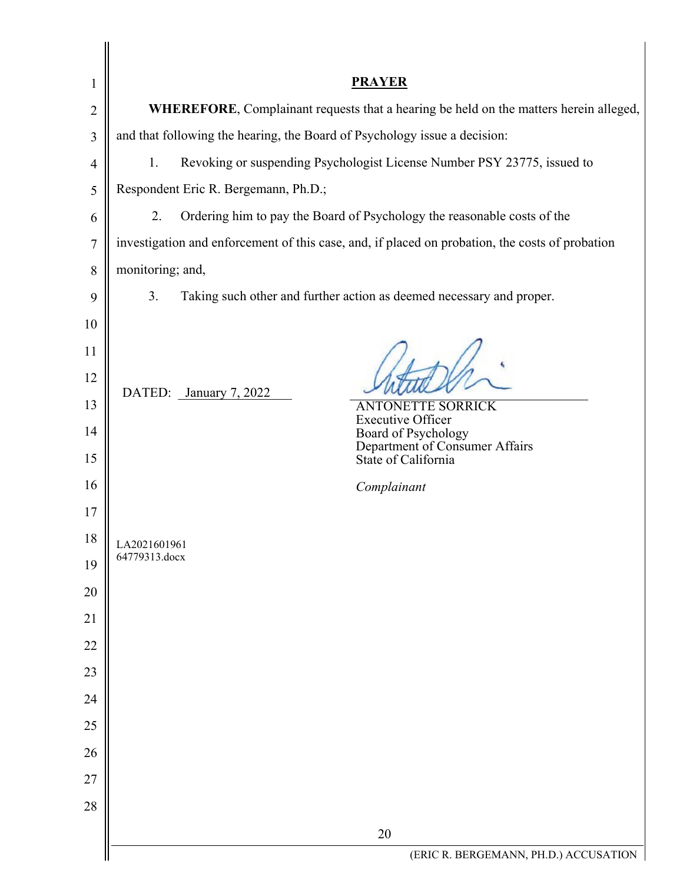## PRAYER

**WHEREFORE**, Complainant requests that a hearing be held on the matters herein alleged, and that following the hearing, the Board of Psychology issue a decision:

1. Revoking or suspending Psychologist License Number PSY 23775, issued to Respondent Eric R. Bergemann, Ph.D.;

2. Ordering him to pay the Board of Psychology the reasonable costs of the investigation and enforcement of this case, and, if placed on probation, the costs of probation monitoring; and,

3. Taking such other and further action as deemed necessary and proper.

DATED: January 7, 2022

ANTONETTE SORRICK
Executive Officer
Board of Psychology
Department of Consumer Affairs
State of California

*Complainant*

LA2021601961
64779313.docx